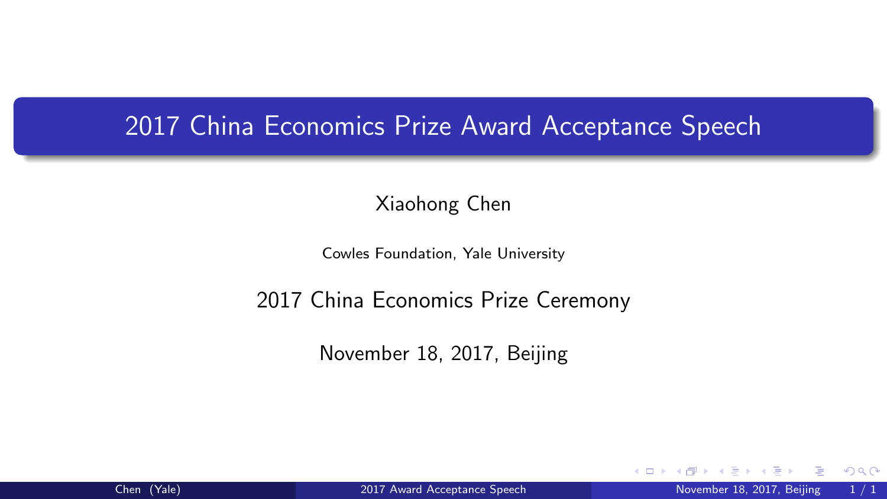# 2017 China Economics Prize Award Acceptance Speech

Xiaohong Chen

Cowles Foundation, Yale University

2017 China Economics Prize Ceremony

November 18, 2017, Beijing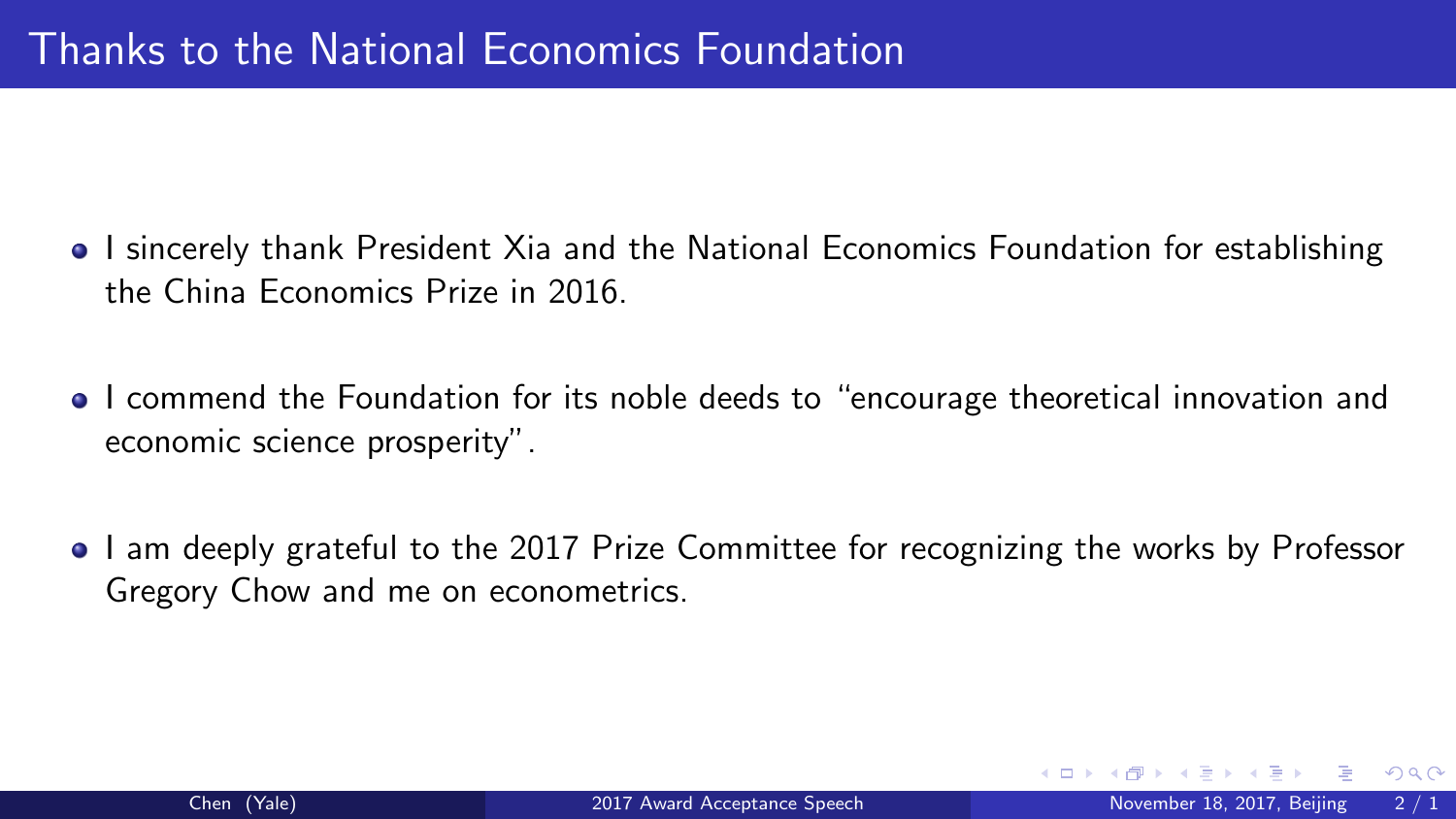# Thanks to the National Economics Foundation

- I sincerely thank President Xia and the National Economics Foundation for establishing the China Economics Prize in 2016.
- I commend the Foundation for its noble deeds to "encourage theoretical innovation and economic science prosperity".
- I am deeply grateful to the 2017 Prize Committee for recognizing the works by Professor Gregory Chow and me on econometrics.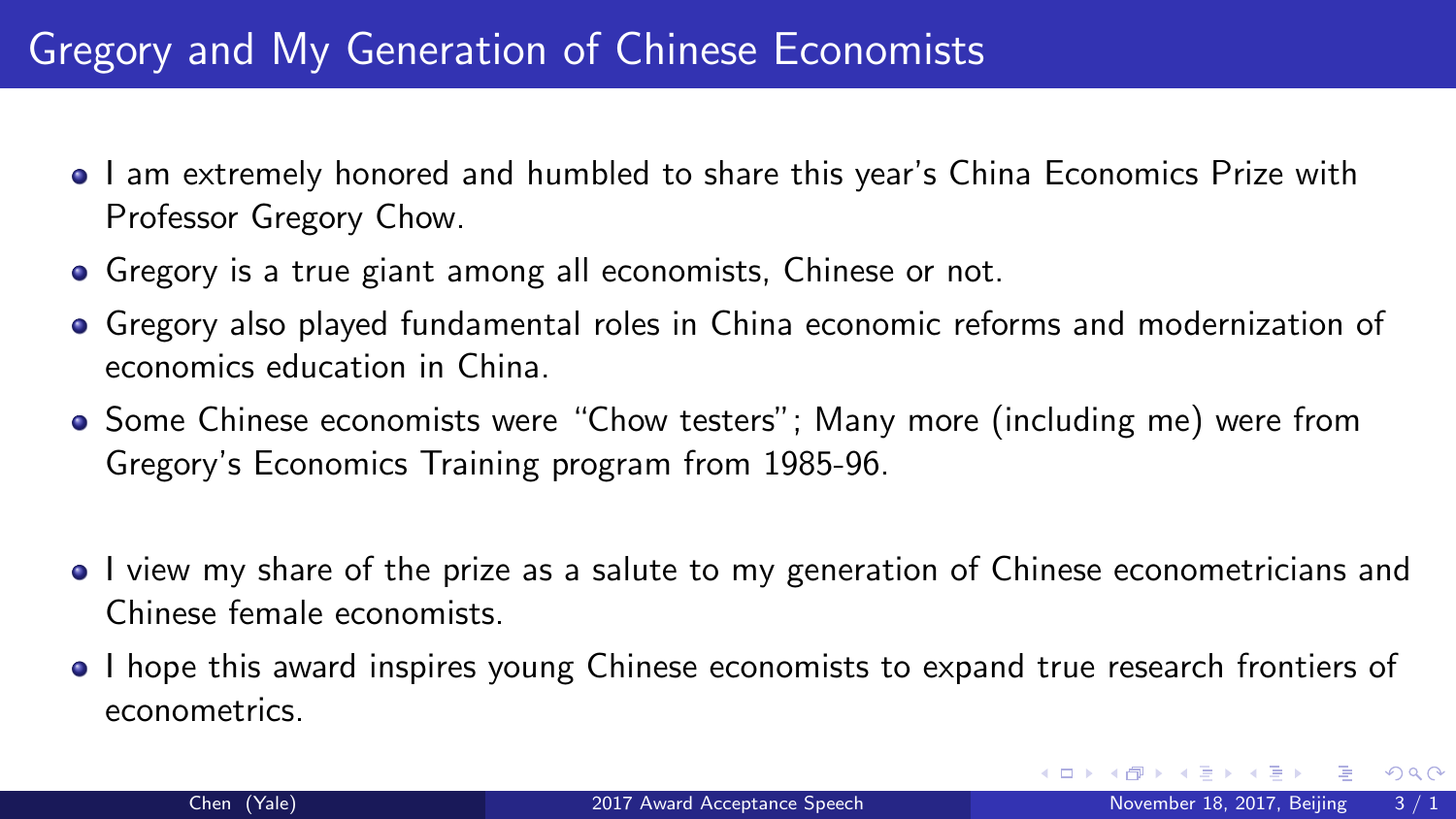# Gregory and My Generation of Chinese Economists

- I am extremely honored and humbled to share this year's China Economics Prize with Professor Gregory Chow.
- Gregory is a true giant among all economists, Chinese or not.
- Gregory also played fundamental roles in China economic reforms and modernization of economics education in China.
- Some Chinese economists were "Chow testers"; Many more (including me) were from Gregory's Economics Training program from 1985-96.

- I view my share of the prize as a salute to my generation of Chinese econometricians and Chinese female economists.
- I hope this award inspires young Chinese economists to expand true research frontiers of econometrics.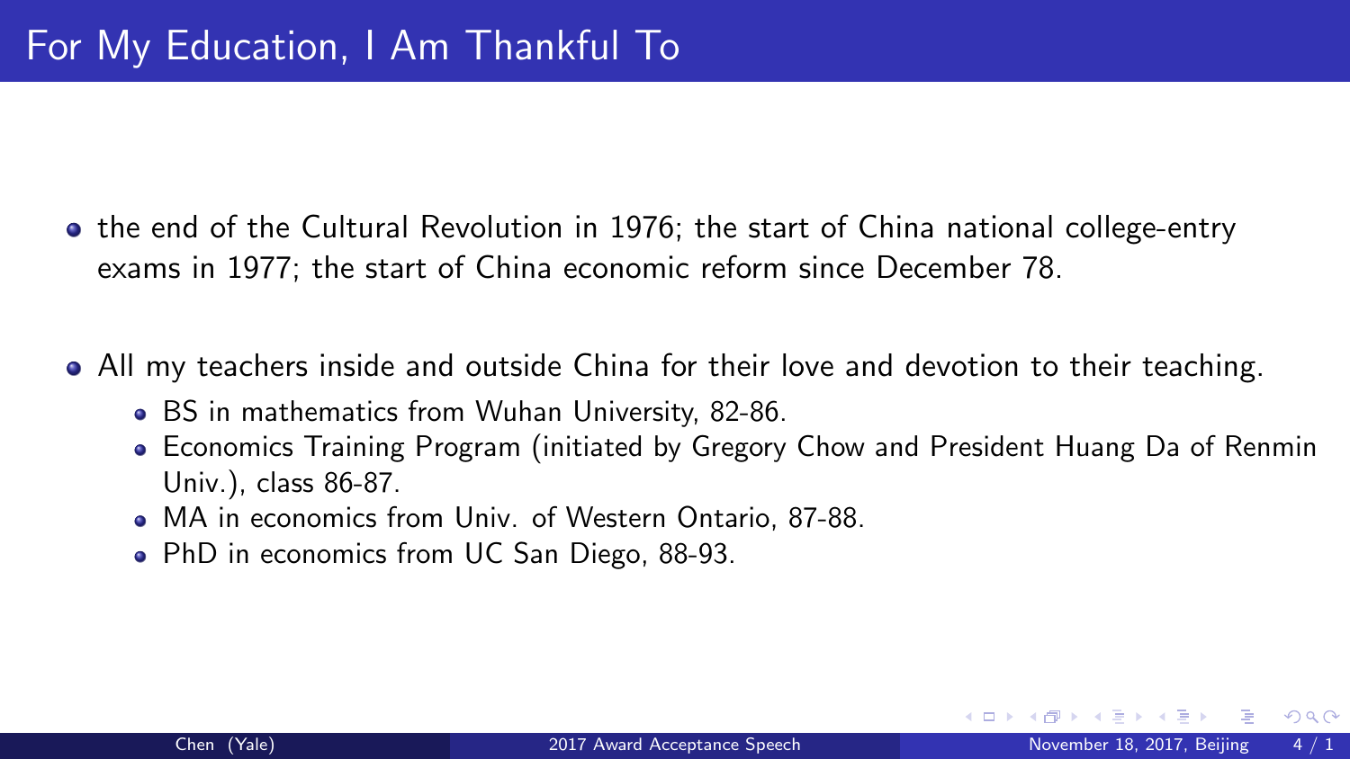# For My Education, I Am Thankful To

- the end of the Cultural Revolution in 1976; the start of China national college-entry exams in 1977; the start of China economic reform since December 78.
- All my teachers inside and outside China for their love and devotion to their teaching.
  - BS in mathematics from Wuhan University, 82-86.
  - Economics Training Program (initiated by Gregory Chow and President Huang Da of Renmin Univ.), class 86-87.
  - MA in economics from Univ. of Western Ontario, 87-88.
  - PhD in economics from UC San Diego, 88-93.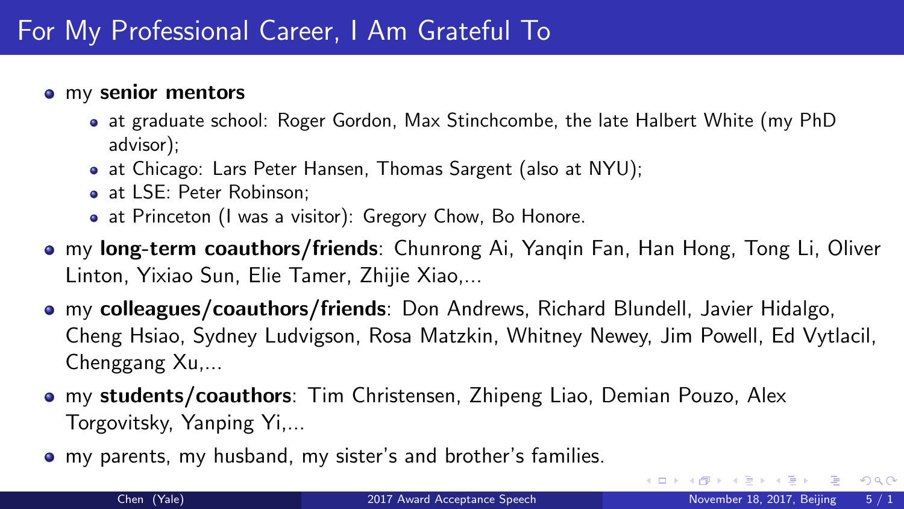# For My Professional Career, I Am Grateful To

- my **senior mentors**
  - at graduate school: Roger Gordon, Max Stinchcombe, the late Halbert White (my PhD advisor);
  - at Chicago: Lars Peter Hansen, Thomas Sargent (also at NYU);
  - at LSE: Peter Robinson;
  - at Princeton (I was a visitor): Gregory Chow, Bo Honore.
- my **long-term coauthors/friends**: Chunrong Ai, Yanqin Fan, Han Hong, Tong Li, Oliver Linton, Yixiao Sun, Elie Tamer, Zhijie Xiao,...
- my **colleagues/coauthors/friends**: Don Andrews, Richard Blundell, Javier Hidalgo, Cheng Hsiao, Sydney Ludvigson, Rosa Matzkin, Whitney Newey, Jim Powell, Ed Vytlacil, Chenggang Xu,...
- my **students/coauthors**: Tim Christensen, Zhipeng Liao, Demian Pouzo, Alex Torgovitsky, Yanping Yi,...
- my parents, my husband, my sister's and brother's families.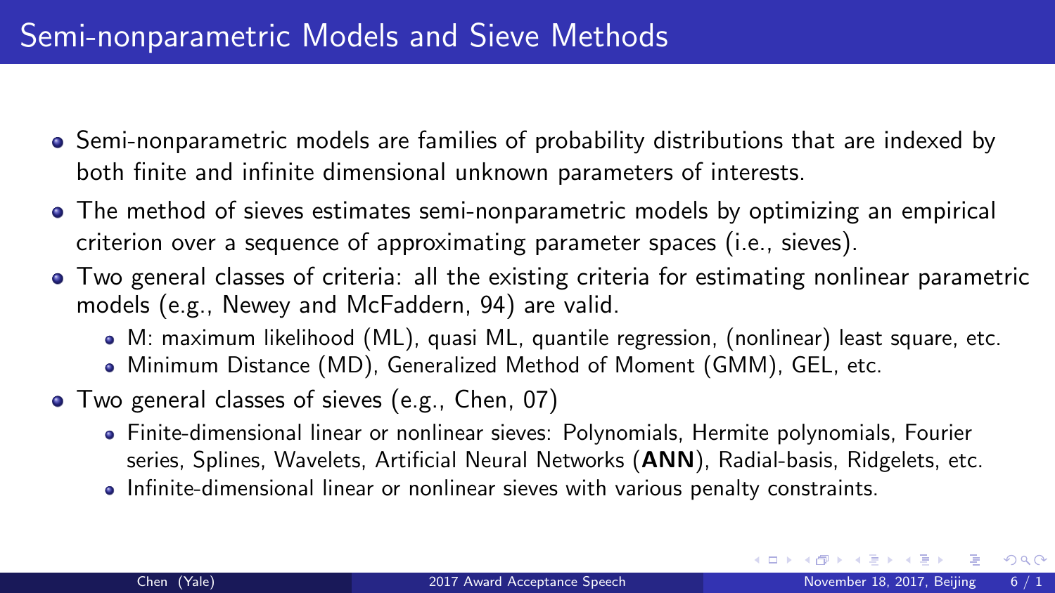# Semi-nonparametric Models and Sieve Methods

- Semi-nonparametric models are families of probability distributions that are indexed by both finite and infinite dimensional unknown parameters of interests.
- The method of sieves estimates semi-nonparametric models by optimizing an empirical criterion over a sequence of approximating parameter spaces (i.e., sieves).
- Two general classes of criteria: all the existing criteria for estimating nonlinear parametric models (e.g., Newey and McFaddern, 94) are valid.
  - M: maximum likelihood (ML), quasi ML, quantile regression, (nonlinear) least square, etc.
  - Minimum Distance (MD), Generalized Method of Moment (GMM), GEL, etc.
- Two general classes of sieves (e.g., Chen, 07)
  - Finite-dimensional linear or nonlinear sieves: Polynomials, Hermite polynomials, Fourier series, Splines, Wavelets, Artificial Neural Networks (**ANN**), Radial-basis, Ridgelets, etc.
  - Infinite-dimensional linear or nonlinear sieves with various penalty constraints.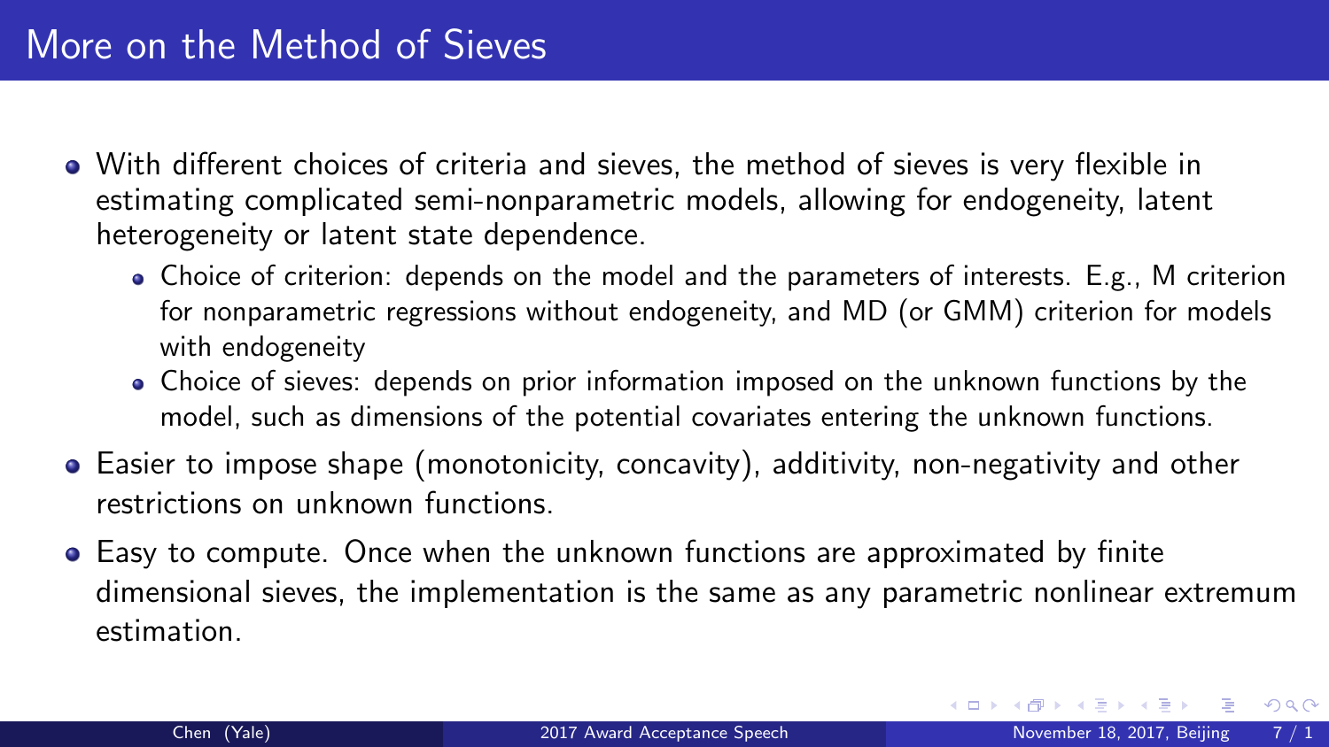# More on the Method of Sieves

- With different choices of criteria and sieves, the method of sieves is very flexible in estimating complicated semi-nonparametric models, allowing for endogeneity, latent heterogeneity or latent state dependence.
  - Choice of criterion: depends on the model and the parameters of interests. E.g., M criterion for nonparametric regressions without endogeneity, and MD (or GMM) criterion for models with endogeneity
  - Choice of sieves: depends on prior information imposed on the unknown functions by the model, such as dimensions of the potential covariates entering the unknown functions.
- Easier to impose shape (monotonicity, concavity), additivity, non-negativity and other restrictions on unknown functions.
- Easy to compute. Once when the unknown functions are approximated by finite dimensional sieves, the implementation is the same as any parametric nonlinear extremum estimation.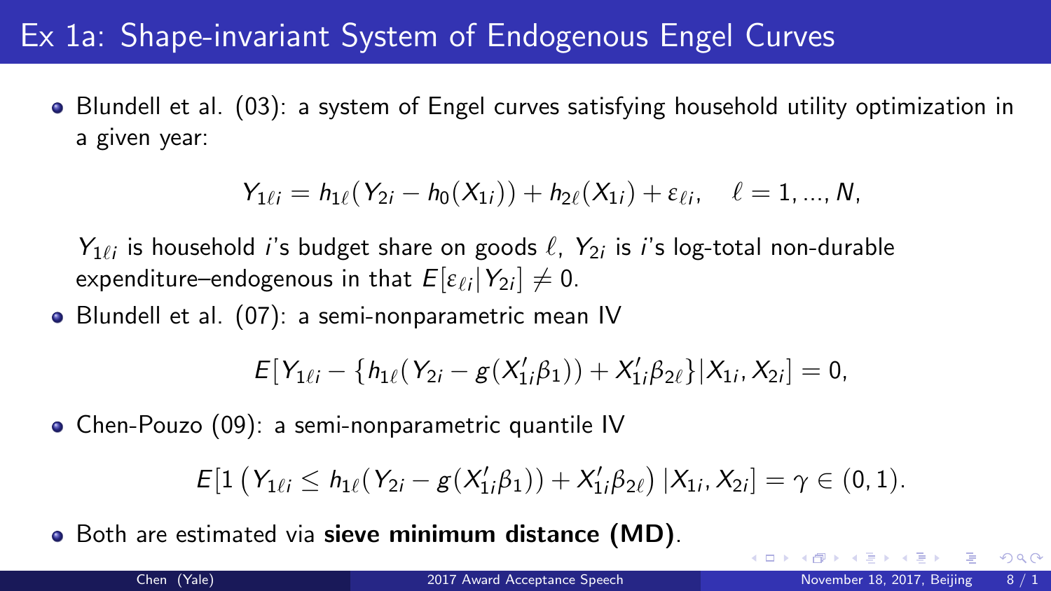# Ex 1a: Shape-invariant System of Endogenous Engel Curves

- Blundell et al. (03): a system of Engel curves satisfying household utility optimization in a given year:

$$Y_{1\ell i} = h_{1\ell}(Y_{2i} - h_0(X_{1i})) + h_{2\ell}(X_{1i}) + \varepsilon_{\ell i}, \quad \ell = 1, ..., N,$$

  $Y_{1\ell i}$ is household $i$'s budget share on goods $\ell$, $Y_{2i}$ is $i$'s log-total non-durable expenditure–endogenous in that $E[\varepsilon_{\ell i}|Y_{2i}] \neq 0$.

- Blundell et al. (07): a semi-nonparametric mean IV

$$E[Y_{1\ell i} - \{h_{1\ell}(Y_{2i} - g(X_{1i}'\beta_1)) + X_{1i}'\beta_{2\ell}\}|X_{1i}, X_{2i}] = 0,$$

- Chen-Pouzo (09): a semi-nonparametric quantile IV

$$E[1\left(Y_{1\ell i} \leq h_{1\ell}(Y_{2i} - g(X_{1i}'\beta_1)) + X_{1i}'\beta_{2\ell}\right)|X_{1i}, X_{2i}] = \gamma \in (0, 1).$$

- Both are estimated via **sieve minimum distance (MD)**.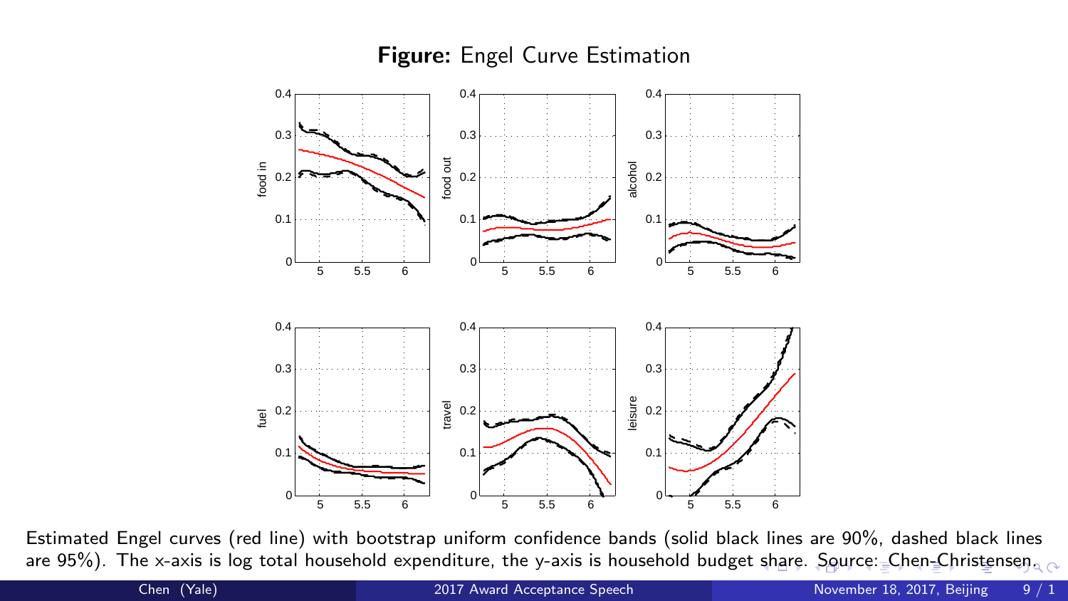**Figure:** Engel Curve Estimation

Estimated Engel curves (red line) with bootstrap uniform confidence bands (solid black lines are 90%, dashed black lines are 95%). The x-axis is log total household expenditure, the y-axis is household budget share. Source: Chen-Christensen.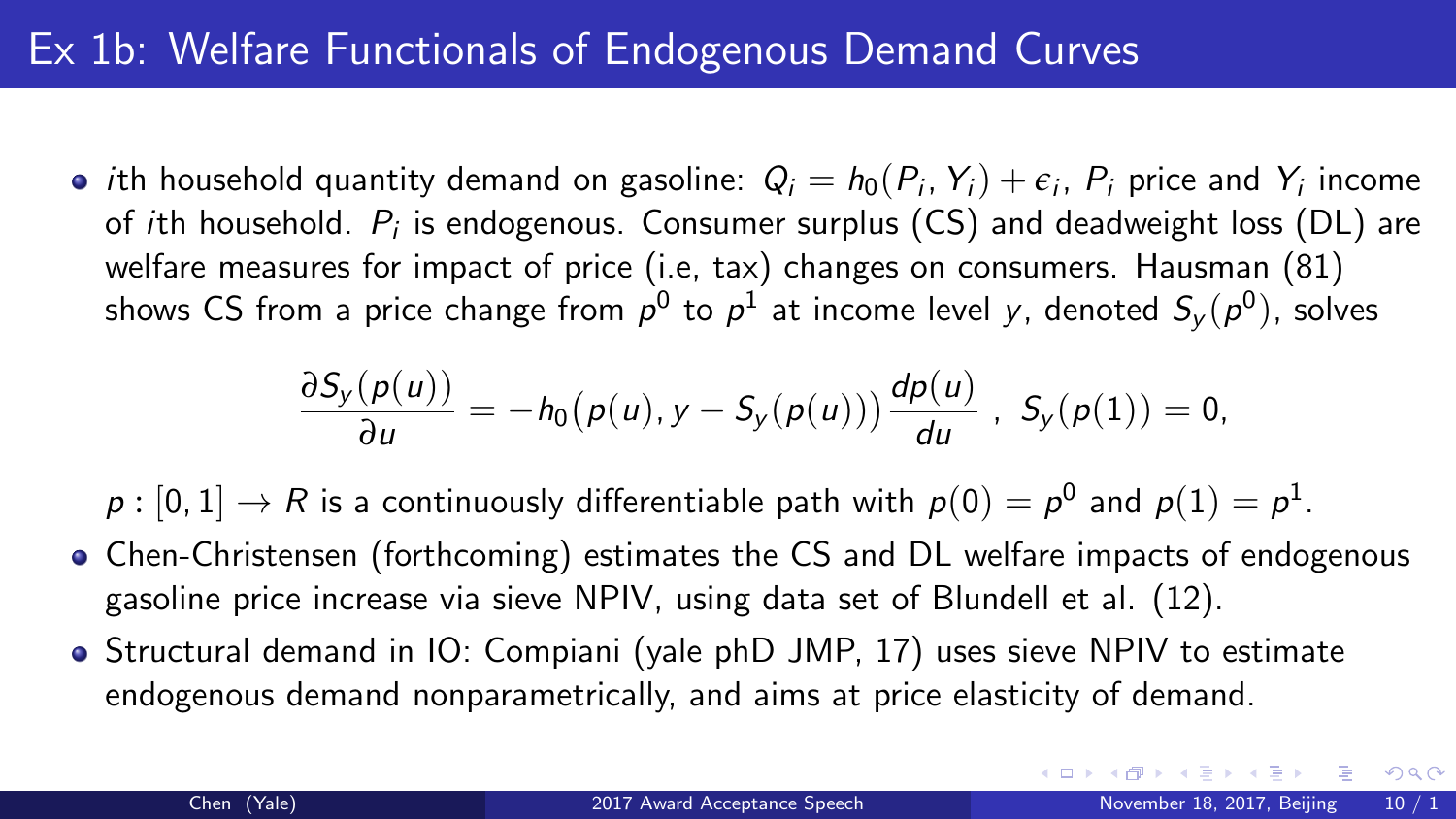# Ex 1b: Welfare Functionals of Endogenous Demand Curves

- $i$th household quantity demand on gasoline: $Q_i = h_0(P_i, Y_i) + \epsilon_i$, $P_i$ price and $Y_i$ income of $i$th household. $P_i$ is endogenous. Consumer surplus (CS) and deadweight loss (DL) are welfare measures for impact of price (i.e, tax) changes on consumers. Hausman (81) shows CS from a price change from $p^0$ to $p^1$ at income level $y$, denoted $S_y(p^0)$, solves

$$\frac{\partial S_y(p(u))}{\partial u} = -h_0\big(p(u), y - S_y(p(u))\big)\frac{dp(u)}{du}\ ,\ S_y(p(1)) = 0,$$

  $p : [0, 1] \to R$ is a continuously differentiable path with $p(0) = p^0$ and $p(1) = p^1$.
- Chen-Christensen (forthcoming) estimates the CS and DL welfare impacts of endogenous gasoline price increase via sieve NPIV, using data set of Blundell et al. (12).
- Structural demand in IO: Compiani (yale phD JMP, 17) uses sieve NPIV to estimate endogenous demand nonparametrically, and aims at price elasticity of demand.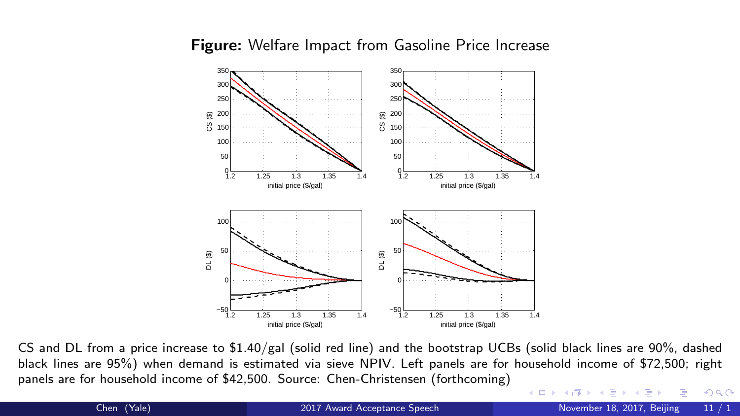**Figure:** Welfare Impact from Gasoline Price Increase

CS and DL from a price increase to $1.40/gal (solid red line) and the bootstrap UCBs (solid black lines are 90%, dashed black lines are 95%) when demand is estimated via sieve NPIV. Left panels are for household income of $72,500; right panels are for household income of $42,500. Source: Chen-Christensen (forthcoming)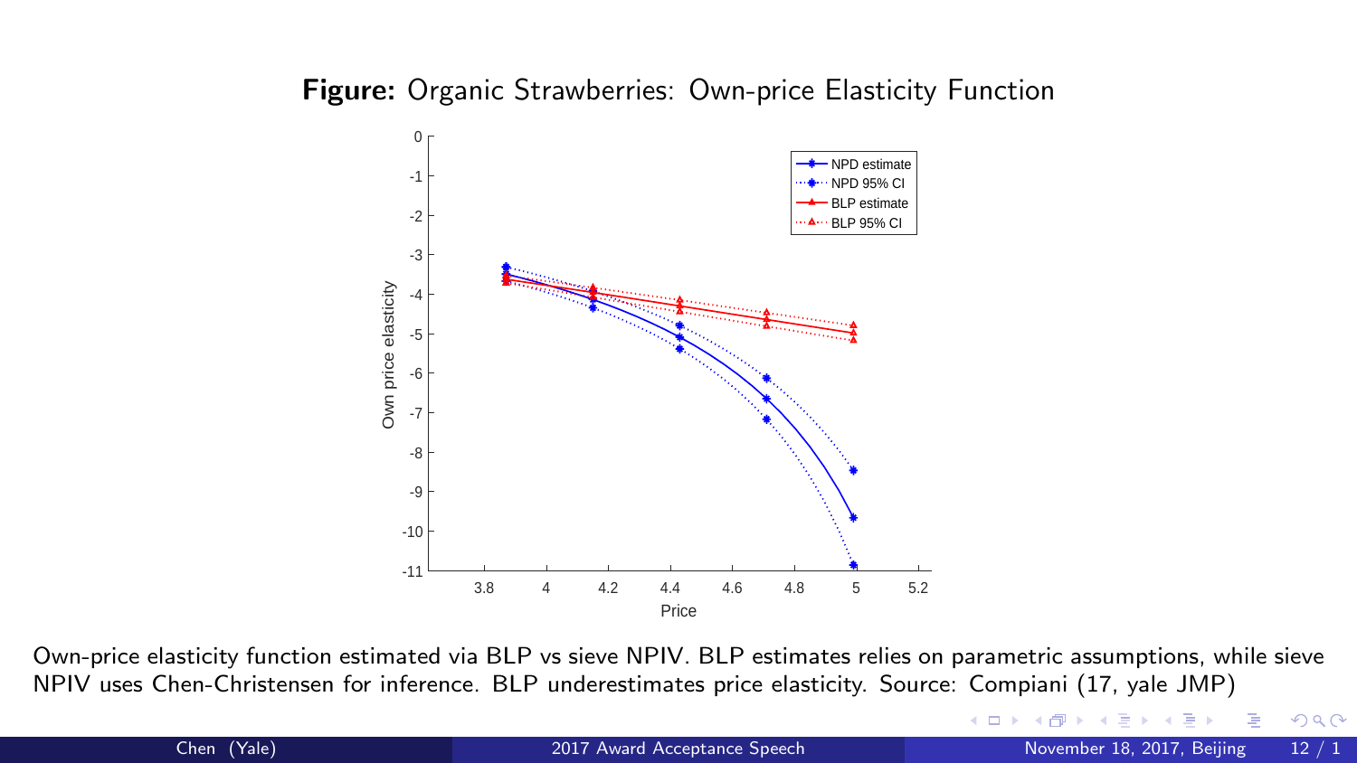**Figure:** Organic Strawberries: Own-price Elasticity Function

Own-price elasticity function estimated via BLP vs sieve NPIV. BLP estimates relies on parametric assumptions, while sieve NPIV uses Chen-Christensen for inference. BLP underestimates price elasticity. Source: Compiani (17, yale JMP)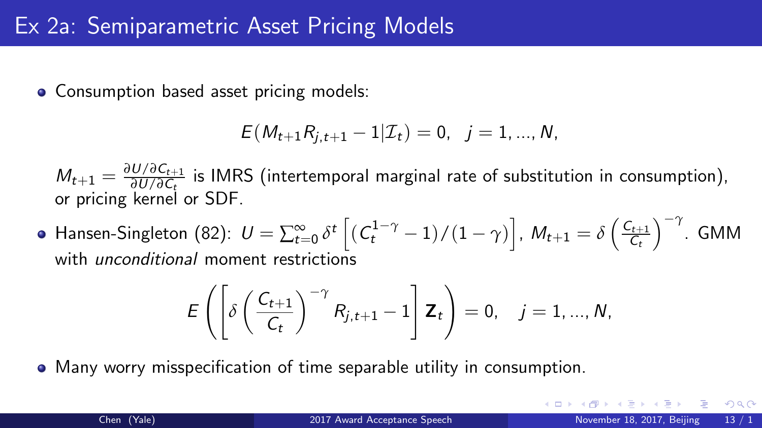# Ex 2a: Semiparametric Asset Pricing Models

- Consumption based asset pricing models:

$$E(M_{t+1}R_{j,t+1} - 1|\mathcal{I}_t) = 0, \quad j = 1, ..., N,$$

$M_{t+1} = \frac{\partial U/\partial C_{t+1}}{\partial U/\partial C_t}$ is IMRS (intertemporal marginal rate of substitution in consumption), or pricing kernel or SDF.

- Hansen-Singleton (82): $U = \sum_{t=0}^{\infty} \delta^t \left[ (C_t^{1-\gamma} - 1)/(1-\gamma) \right]$, $M_{t+1} = \delta \left( \frac{C_{t+1}}{C_t} \right)^{-\gamma}$. GMM with *unconditional* moment restrictions

$$E\left( \left[ \delta \left( \frac{C_{t+1}}{C_t} \right)^{-\gamma} R_{j,t+1} - 1 \right] \mathbf{Z}_t \right) = 0, \quad j = 1, ..., N,$$

- Many worry misspecification of time separable utility in consumption.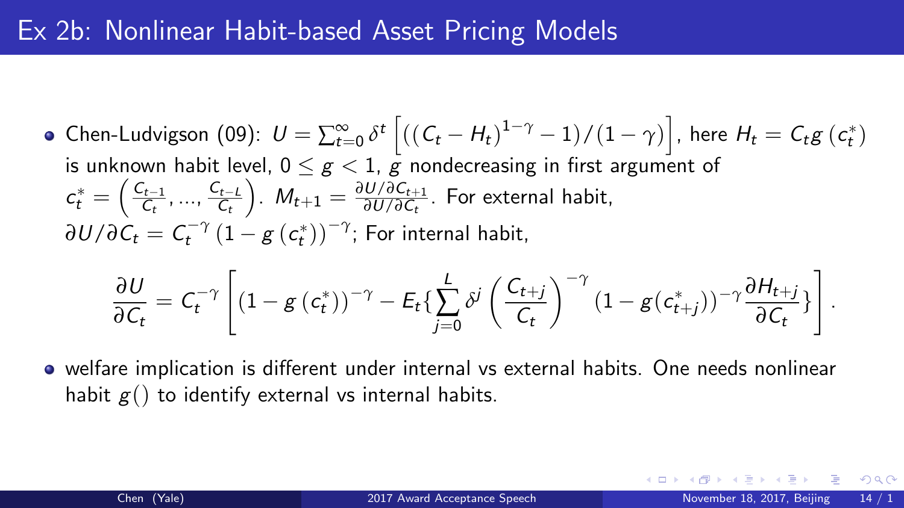# Ex 2b: Nonlinear Habit-based Asset Pricing Models

- Chen-Ludvigson (09): $U = \sum_{t=0}^{\infty} \delta^t \left[ ((C_t - H_t)^{1-\gamma} - 1)/(1-\gamma) \right]$, here $H_t = C_t g(c_t^*)$ is unknown habit level, $0 \leq g < 1$, $g$ nondecreasing in first argument of $c_t^* = \left( \frac{C_{t-1}}{C_t}, ..., \frac{C_{t-L}}{C_t} \right)$. $M_{t+1} = \frac{\partial U / \partial C_{t+1}}{\partial U / \partial C_t}$. For external habit, $\partial U / \partial C_t = C_t^{-\gamma} (1 - g(c_t^*))^{-\gamma}$; For internal habit,

$$\frac{\partial U}{\partial C_t} = C_t^{-\gamma} \left[ (1 - g(c_t^*))^{-\gamma} - E_t \{ \sum_{j=0}^{L} \delta^j \left( \frac{C_{t+j}}{C_t} \right)^{-\gamma} (1 - g(c_{t+j}^*))^{-\gamma} \frac{\partial H_{t+j}}{\partial C_t} \} \right].$$

- welfare implication is different under internal vs external habits. One needs nonlinear habit $g()$ to identify external vs internal habits.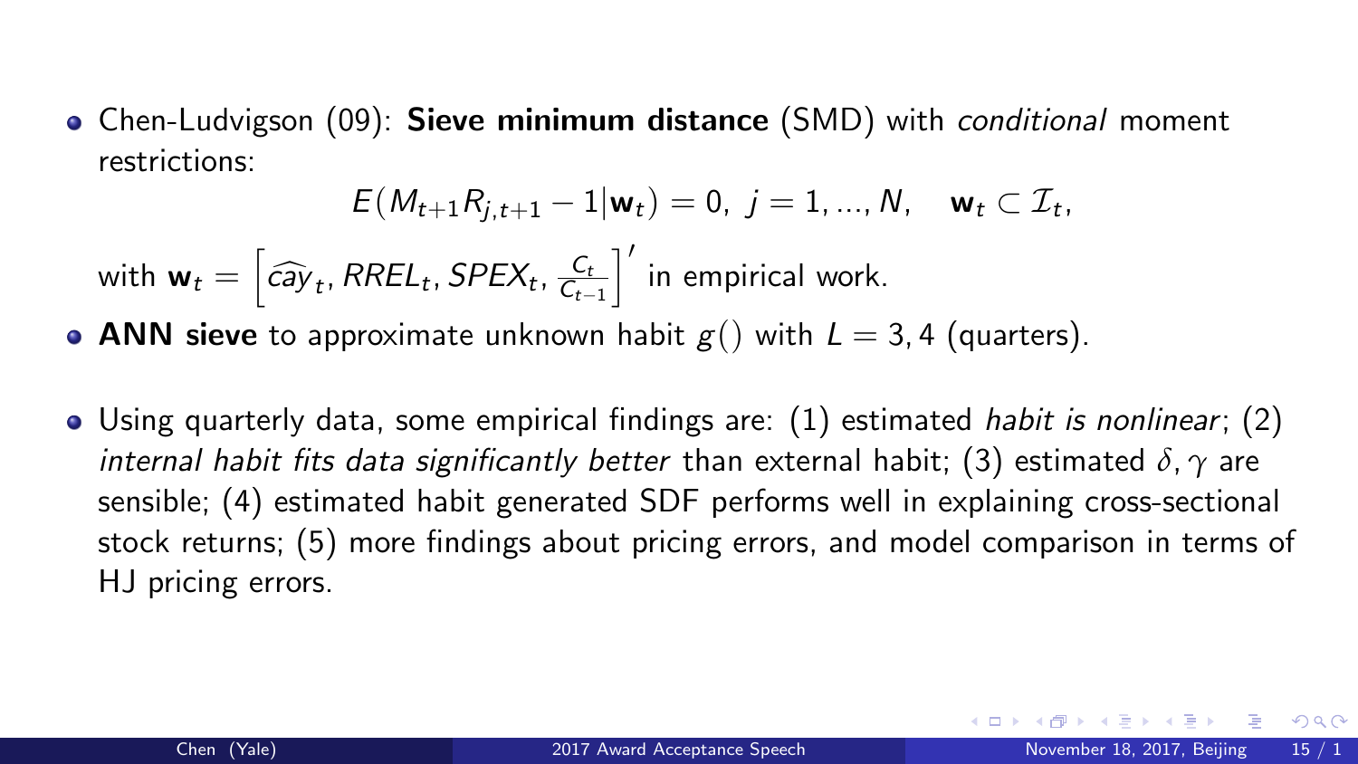- Chen-Ludvigson (09): **Sieve minimum distance** (SMD) with *conditional* moment restrictions:

$$E(M_{t+1}R_{j,t+1} - 1|\mathbf{w}_t) = 0,\ j = 1, ..., N, \quad \mathbf{w}_t \subset \mathcal{I}_t,$$

  with $\mathbf{w}_t = \left[\widehat{cay}_t, RREL_t, SPEX_t, \frac{C_t}{C_{t-1}}\right]'$ in empirical work.
- **ANN sieve** to approximate unknown habit $g()$ with $L = 3, 4$ (quarters).

- Using quarterly data, some empirical findings are: (1) estimated *habit is nonlinear*; (2) *internal habit fits data significantly better* than external habit; (3) estimated $\delta, \gamma$ are sensible; (4) estimated habit generated SDF performs well in explaining cross-sectional stock returns; (5) more findings about pricing errors, and model comparison in terms of HJ pricing errors.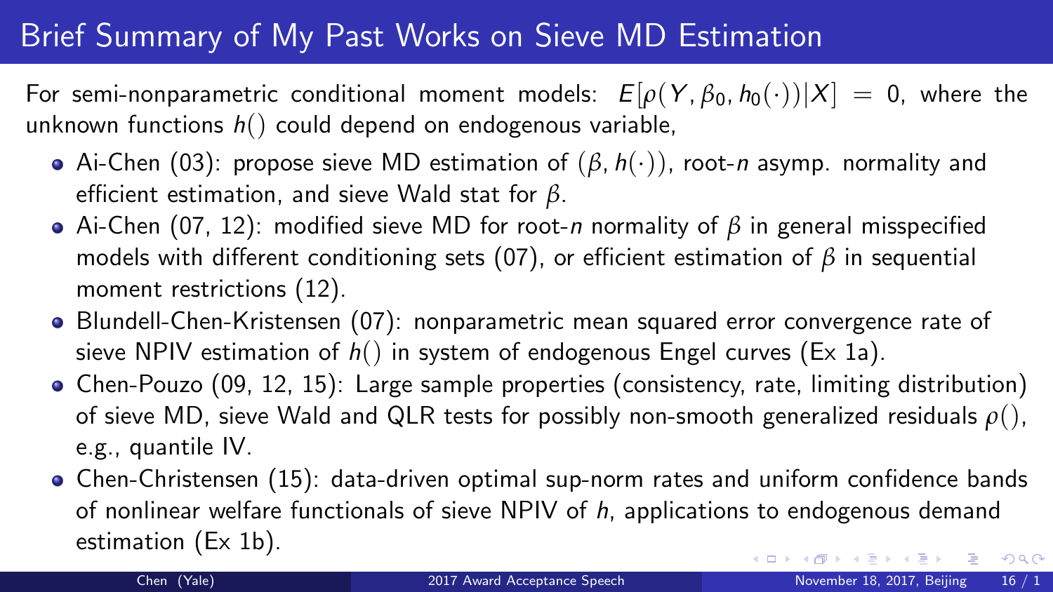# Brief Summary of My Past Works on Sieve MD Estimation

For semi-nonparametric conditional moment models: $E[\rho(Y, \beta_0, h_0(\cdot))|X] = 0$, where the unknown functions $h()$ could depend on endogenous variable,

- Ai-Chen (03): propose sieve MD estimation of $(\beta, h(\cdot))$, root-$n$ asymp. normality and efficient estimation, and sieve Wald stat for $\beta$.
- Ai-Chen (07, 12): modified sieve MD for root-$n$ normality of $\beta$ in general misspecified models with different conditioning sets (07), or efficient estimation of $\beta$ in sequential moment restrictions (12).
- Blundell-Chen-Kristensen (07): nonparametric mean squared error convergence rate of sieve NPIV estimation of $h()$ in system of endogenous Engel curves (Ex 1a).
- Chen-Pouzo (09, 12, 15): Large sample properties (consistency, rate, limiting distribution) of sieve MD, sieve Wald and QLR tests for possibly non-smooth generalized residuals $\rho()$, e.g., quantile IV.
- Chen-Christensen (15): data-driven optimal sup-norm rates and uniform confidence bands of nonlinear welfare functionals of sieve NPIV of $h$, applications to endogenous demand estimation (Ex 1b).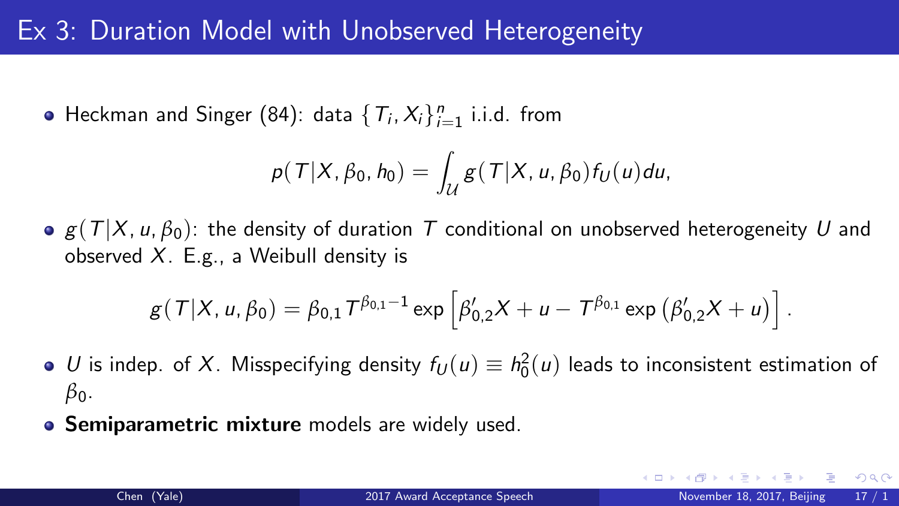# Ex 3: Duration Model with Unobserved Heterogeneity

- Heckman and Singer (84): data $\{T_i, X_i\}_{i=1}^n$ i.i.d. from

$$p(T|X, \beta_0, h_0) = \int_{\mathcal{U}} g(T|X, u, \beta_0) f_U(u) du,$$

- $g(T|X, u, \beta_0)$: the density of duration $T$ conditional on unobserved heterogeneity $U$ and observed $X$. E.g., a Weibull density is

$$g(T|X, u, \beta_0) = \beta_{0,1} T^{\beta_{0,1}-1} \exp\left[\beta_{0,2}' X + u - T^{\beta_{0,1}} \exp\left(\beta_{0,2}' X + u\right)\right].$$

- $U$ is indep. of $X$. Misspecifying density $f_U(u) \equiv h_0^2(u)$ leads to inconsistent estimation of $\beta_0$.
- **Semiparametric mixture** models are widely used.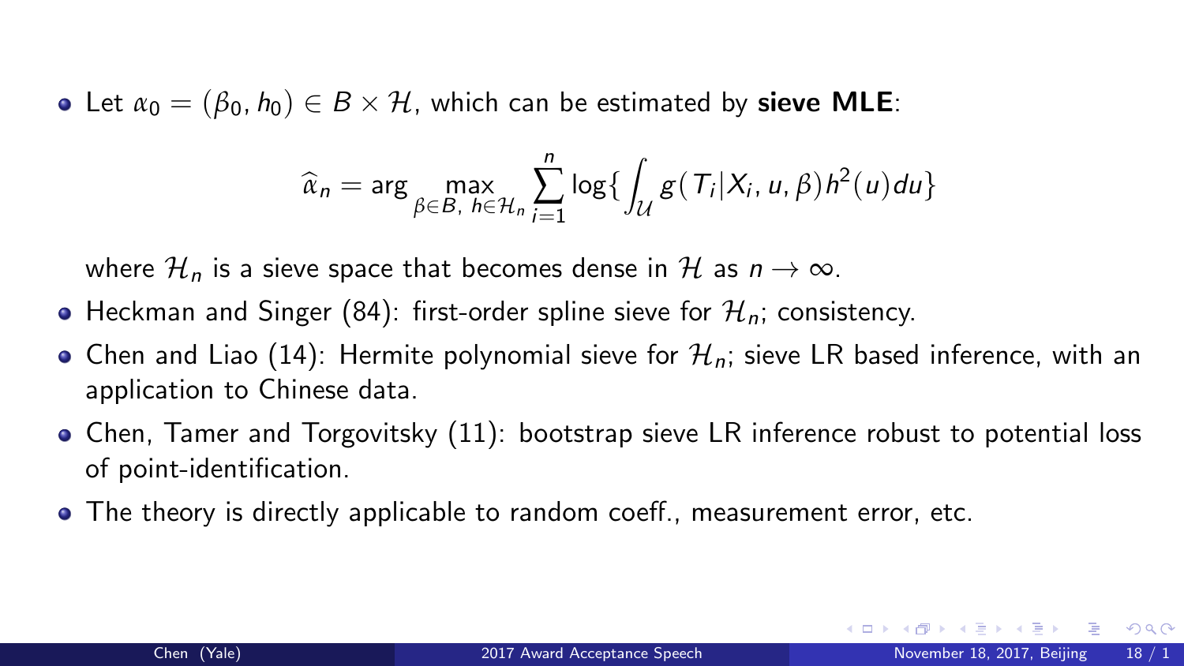- Let $\alpha_0 = (\beta_0, h_0) \in B \times \mathcal{H}$, which can be estimated by **sieve MLE**:

$$\widehat{\alpha}_n = \arg \max_{\beta \in B,\ h \in \mathcal{H}_n} \sum_{i=1}^{n} \log\{ \int_{\mathcal{U}} g(T_i | X_i, u, \beta) h^2(u) du \}$$

  where $\mathcal{H}_n$ is a sieve space that becomes dense in $\mathcal{H}$ as $n \to \infty$.

- Heckman and Singer (84): first-order spline sieve for $\mathcal{H}_n$; consistency.
- Chen and Liao (14): Hermite polynomial sieve for $\mathcal{H}_n$; sieve LR based inference, with an application to Chinese data.
- Chen, Tamer and Torgovitsky (11): bootstrap sieve LR inference robust to potential loss of point-identification.
- The theory is directly applicable to random coeff., measurement error, etc.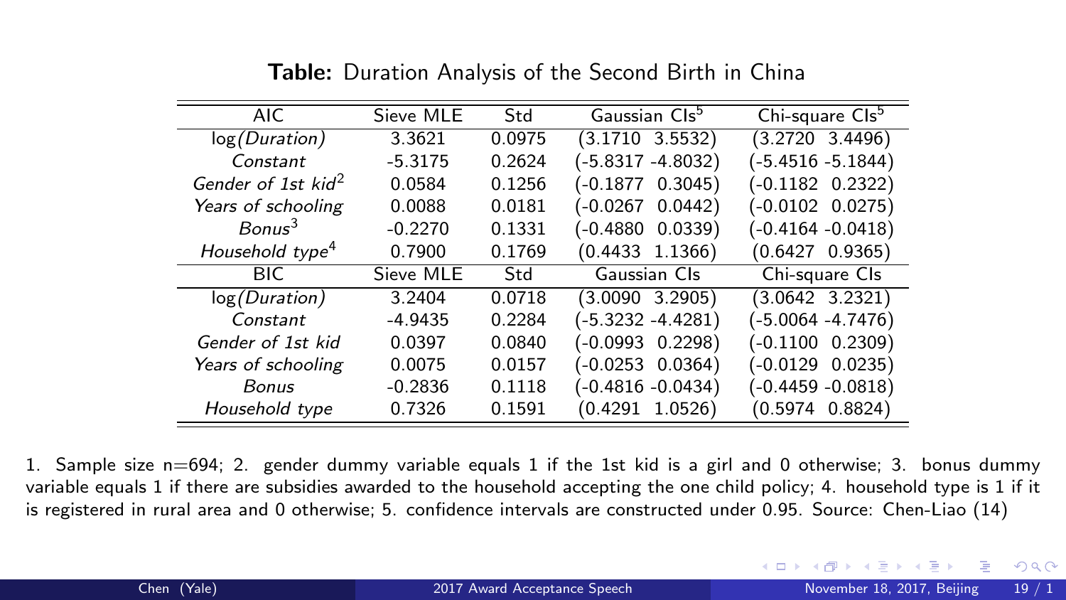**Table:** Duration Analysis of the Second Birth in China

| AIC | Sieve MLE | Std | Gaussian CIs[5] | Chi-square CIs[5] |
|---|---|---|---|---|
| log*(Duration)* | 3.3621 | 0.0975 | (3.1710 3.5532) | (3.2720 3.4496) |
| *Constant* | -5.3175 | 0.2624 | (-5.8317 -4.8032) | (-5.4516 -5.1844) |
| *Gender of 1st kid*[2] | 0.0584 | 0.1256 | (-0.1877 0.3045) | (-0.1182 0.2322) |
| *Years of schooling* | 0.0088 | 0.0181 | (-0.0267 0.0442) | (-0.0102 0.0275) |
| *Bonus*[3] | -0.2270 | 0.1331 | (-0.4880 0.0339) | (-0.4164 -0.0418) |
| *Household type*[4] | 0.7900 | 0.1769 | (0.4433 1.1366) | (0.6427 0.9365) |
| **BIC** | **Sieve MLE** | **Std** | **Gaussian CIs** | **Chi-square CIs** |
| log*(Duration)* | 3.2404 | 0.0718 | (3.0090 3.2905) | (3.0642 3.2321) |
| *Constant* | -4.9435 | 0.2284 | (-5.3232 -4.4281) | (-5.0064 -4.7476) |
| *Gender of 1st kid* | 0.0397 | 0.0840 | (-0.0993 0.2298) | (-0.1100 0.2309) |
| *Years of schooling* | 0.0075 | 0.0157 | (-0.0253 0.0364) | (-0.0129 0.0235) |
| *Bonus* | -0.2836 | 0.1118 | (-0.4816 -0.0434) | (-0.4459 -0.0818) |
| *Household type* | 0.7326 | 0.1591 | (0.4291 1.0526) | (0.5974 0.8824) |

1. Sample size n=694; 2. gender dummy variable equals 1 if the 1st kid is a girl and 0 otherwise; 3. bonus dummy variable equals 1 if there are subsidies awarded to the household accepting the one child policy; 4. household type is 1 if it is registered in rural area and 0 otherwise; 5. confidence intervals are constructed under 0.95. Source: Chen-Liao (14)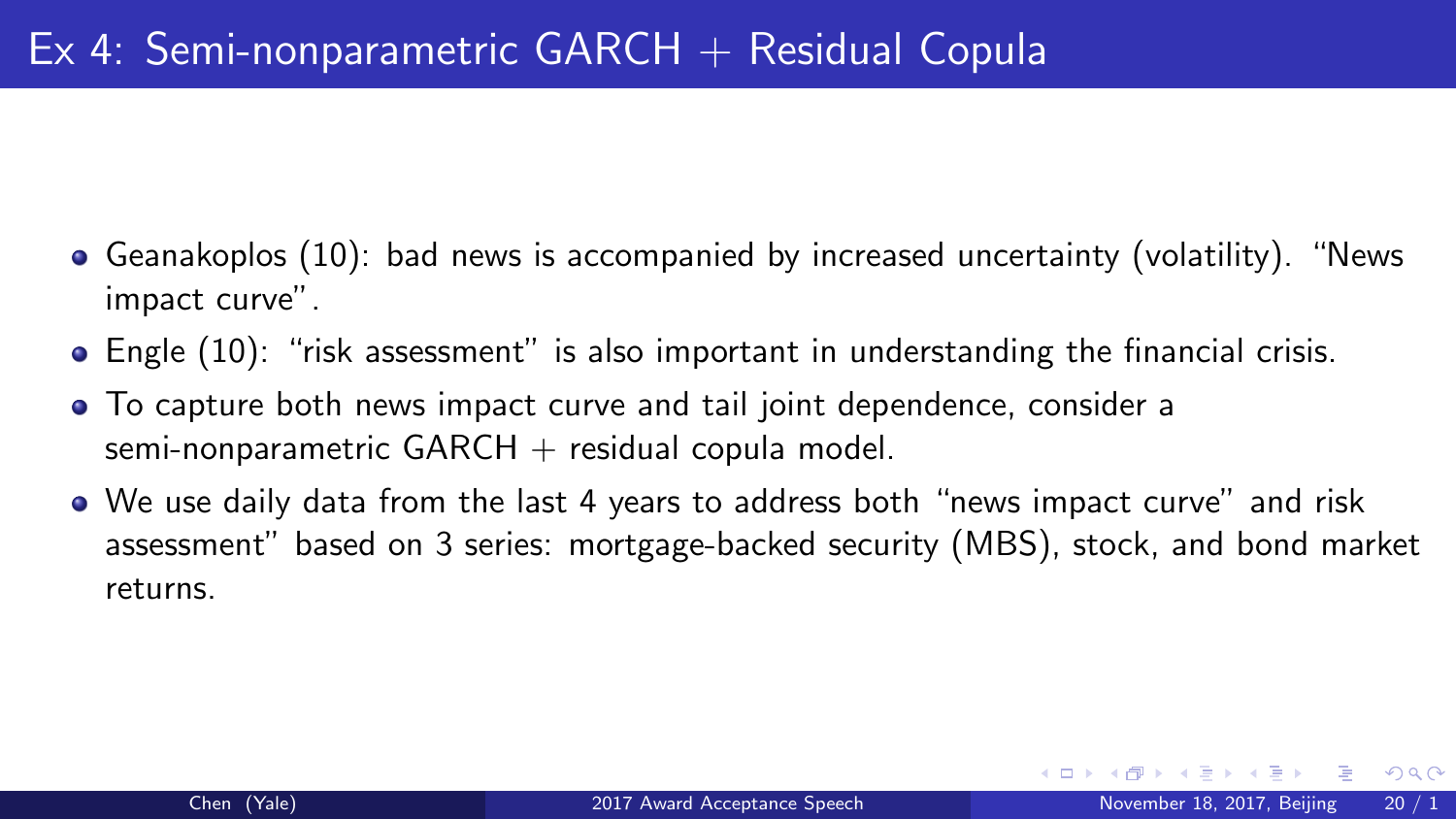# Ex 4: Semi-nonparametric GARCH + Residual Copula

- Geanakoplos (10): bad news is accompanied by increased uncertainty (volatility). "News impact curve".
- Engle (10): "risk assessment" is also important in understanding the financial crisis.
- To capture both news impact curve and tail joint dependence, consider a semi-nonparametric GARCH + residual copula model.
- We use daily data from the last 4 years to address both "news impact curve" and risk assessment" based on 3 series: mortgage-backed security (MBS), stock, and bond market returns.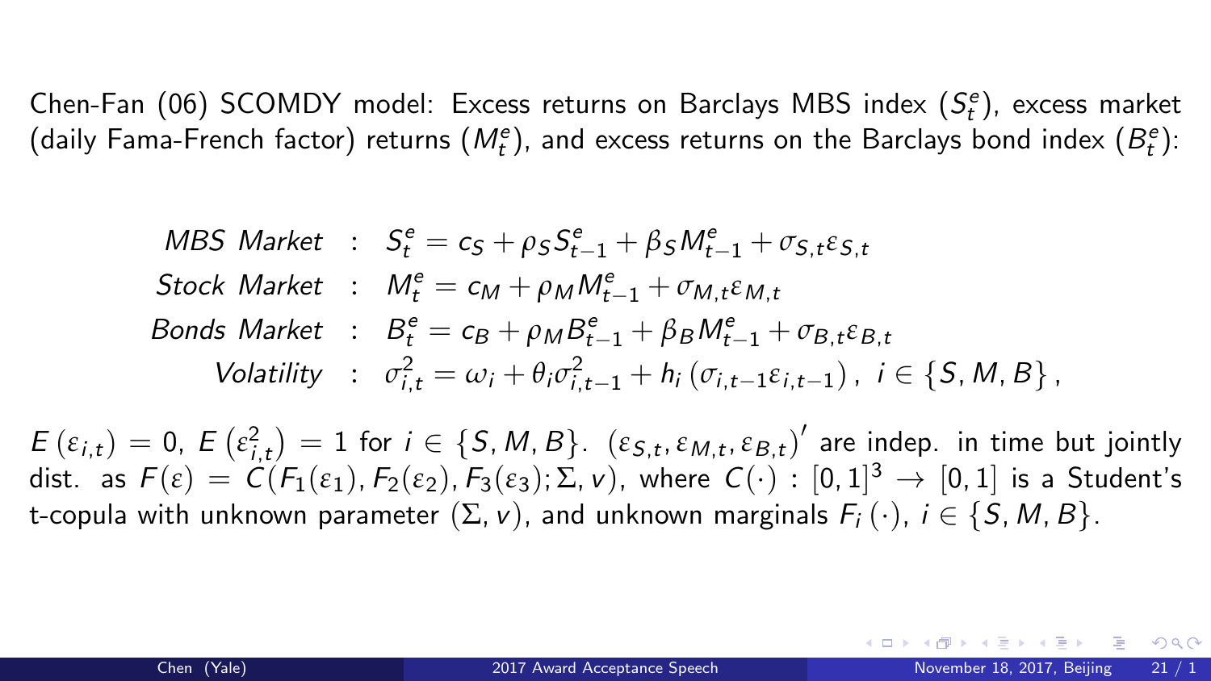Chen-Fan (06) SCOMDY model: Excess returns on Barclays MBS index ($S_t^e$), excess market (daily Fama-French factor) returns ($M_t^e$), and excess returns on the Barclays bond index ($B_t^e$):

$$
\begin{aligned}
\textit{MBS Market} &: \quad S_t^e = c_S + \rho_S S_{t-1}^e + \beta_S M_{t-1}^e + \sigma_{S,t}\varepsilon_{S,t} \\
\textit{Stock Market} &: \quad M_t^e = c_M + \rho_M M_{t-1}^e + \sigma_{M,t}\varepsilon_{M,t} \\
\textit{Bonds Market} &: \quad B_t^e = c_B + \rho_M B_{t-1}^e + \beta_B M_{t-1}^e + \sigma_{B,t}\varepsilon_{B,t} \\
\textit{Volatility} &: \quad \sigma_{i,t}^2 = \omega_i + \theta_i \sigma_{i,t-1}^2 + h_i\left(\sigma_{i,t-1}\varepsilon_{i,t-1}\right), \ i \in \{S, M, B\},
\end{aligned}
$$

$E\left(\varepsilon_{i,t}\right) = 0$, $E\left(\varepsilon_{i,t}^2\right) = 1$ for $i \in \{S, M, B\}$. $\left(\varepsilon_{S,t}, \varepsilon_{M,t}, \varepsilon_{B,t}\right)'$ are indep. in time but jointly dist. as $F(\varepsilon) = C(F_1(\varepsilon_1), F_2(\varepsilon_2), F_3(\varepsilon_3); \Sigma, v)$, where $C(\cdot) : [0,1]^3 \to [0,1]$ is a Student's t-copula with unknown parameter $(\Sigma, v)$, and unknown marginals $F_i(\cdot)$, $i \in \{S, M, B\}$.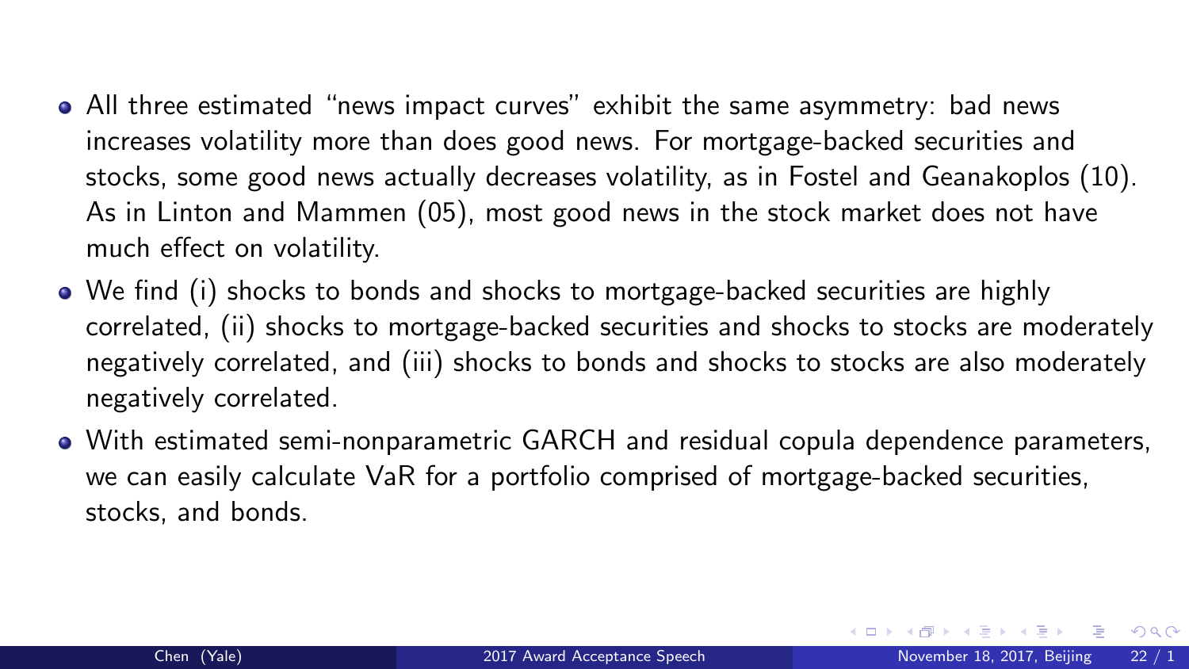- All three estimated “news impact curves” exhibit the same asymmetry: bad news increases volatility more than does good news. For mortgage-backed securities and stocks, some good news actually decreases volatility, as in Fostel and Geanakoplos (10). As in Linton and Mammen (05), most good news in the stock market does not have much effect on volatility.
- We find (i) shocks to bonds and shocks to mortgage-backed securities are highly correlated, (ii) shocks to mortgage-backed securities and shocks to stocks are moderately negatively correlated, and (iii) shocks to bonds and shocks to stocks are also moderately negatively correlated.
- With estimated semi-nonparametric GARCH and residual copula dependence parameters, we can easily calculate VaR for a portfolio comprised of mortgage-backed securities, stocks, and bonds.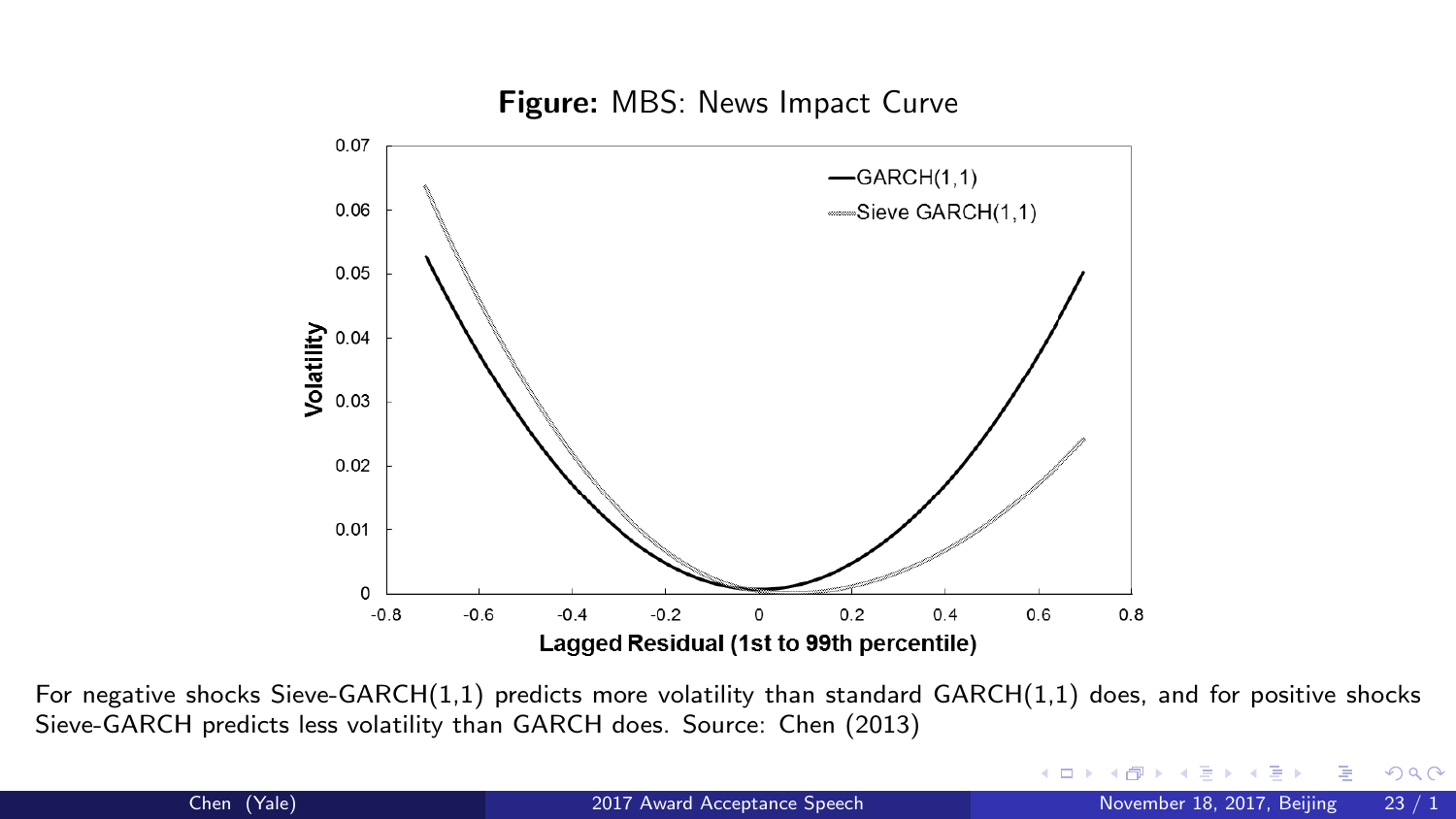**Figure:** MBS: News Impact Curve

For negative shocks Sieve-GARCH(1,1) predicts more volatility than standard GARCH(1,1) does, and for positive shocks Sieve-GARCH predicts less volatility than GARCH does. Source: Chen (2013)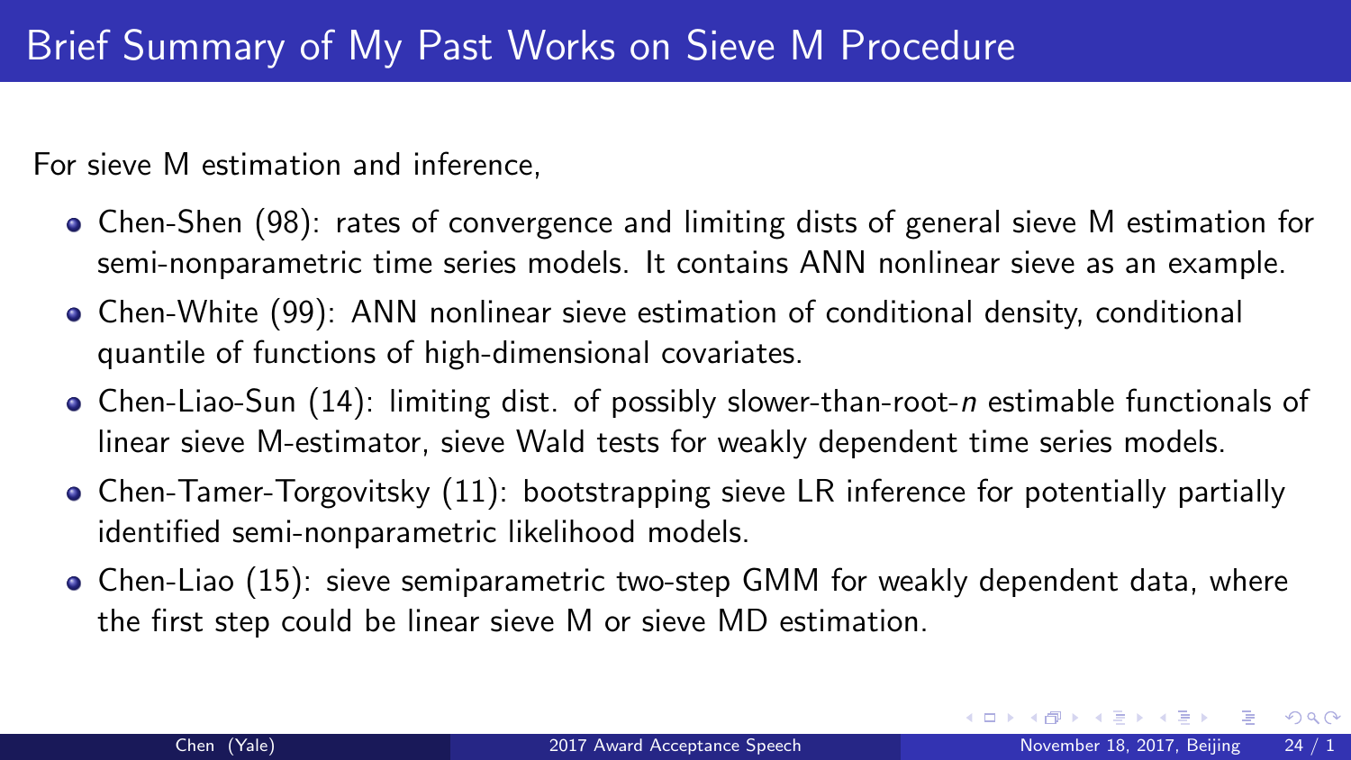# Brief Summary of My Past Works on Sieve M Procedure

For sieve M estimation and inference,

- Chen-Shen (98): rates of convergence and limiting dists of general sieve M estimation for semi-nonparametric time series models. It contains ANN nonlinear sieve as an example.
- Chen-White (99): ANN nonlinear sieve estimation of conditional density, conditional quantile of functions of high-dimensional covariates.
- Chen-Liao-Sun (14): limiting dist. of possibly slower-than-root-$n$ estimable functionals of linear sieve M-estimator, sieve Wald tests for weakly dependent time series models.
- Chen-Tamer-Torgovitsky (11): bootstrapping sieve LR inference for potentially partially identified semi-nonparametric likelihood models.
- Chen-Liao (15): sieve semiparametric two-step GMM for weakly dependent data, where the first step could be linear sieve M or sieve MD estimation.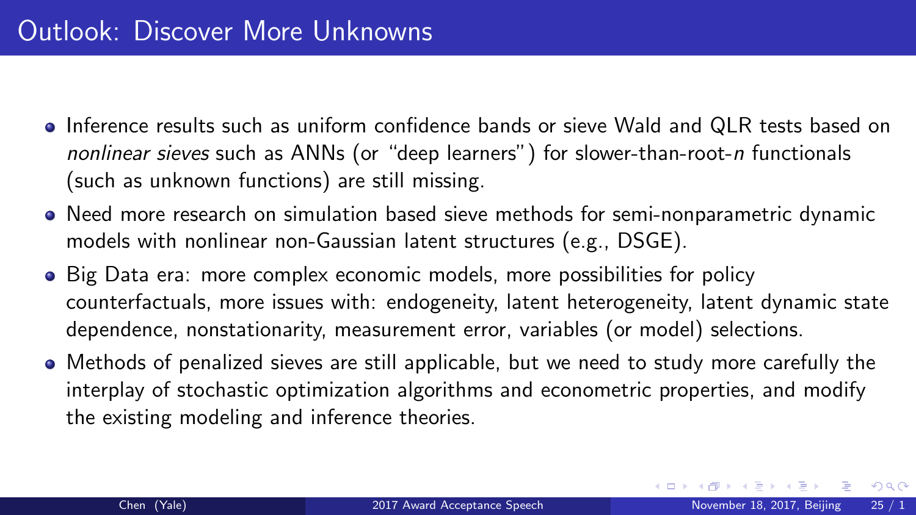# Outlook: Discover More Unknowns

- Inference results such as uniform confidence bands or sieve Wald and QLR tests based on *nonlinear sieves* such as ANNs (or "deep learners") for slower-than-root-$n$ functionals (such as unknown functions) are still missing.
- Need more research on simulation based sieve methods for semi-nonparametric dynamic models with nonlinear non-Gaussian latent structures (e.g., DSGE).
- Big Data era: more complex economic models, more possibilities for policy counterfactuals, more issues with: endogeneity, latent heterogeneity, latent dynamic state dependence, nonstationarity, measurement error, variables (or model) selections.
- Methods of penalized sieves are still applicable, but we need to study more carefully the interplay of stochastic optimization algorithms and econometric properties, and modify the existing modeling and inference theories.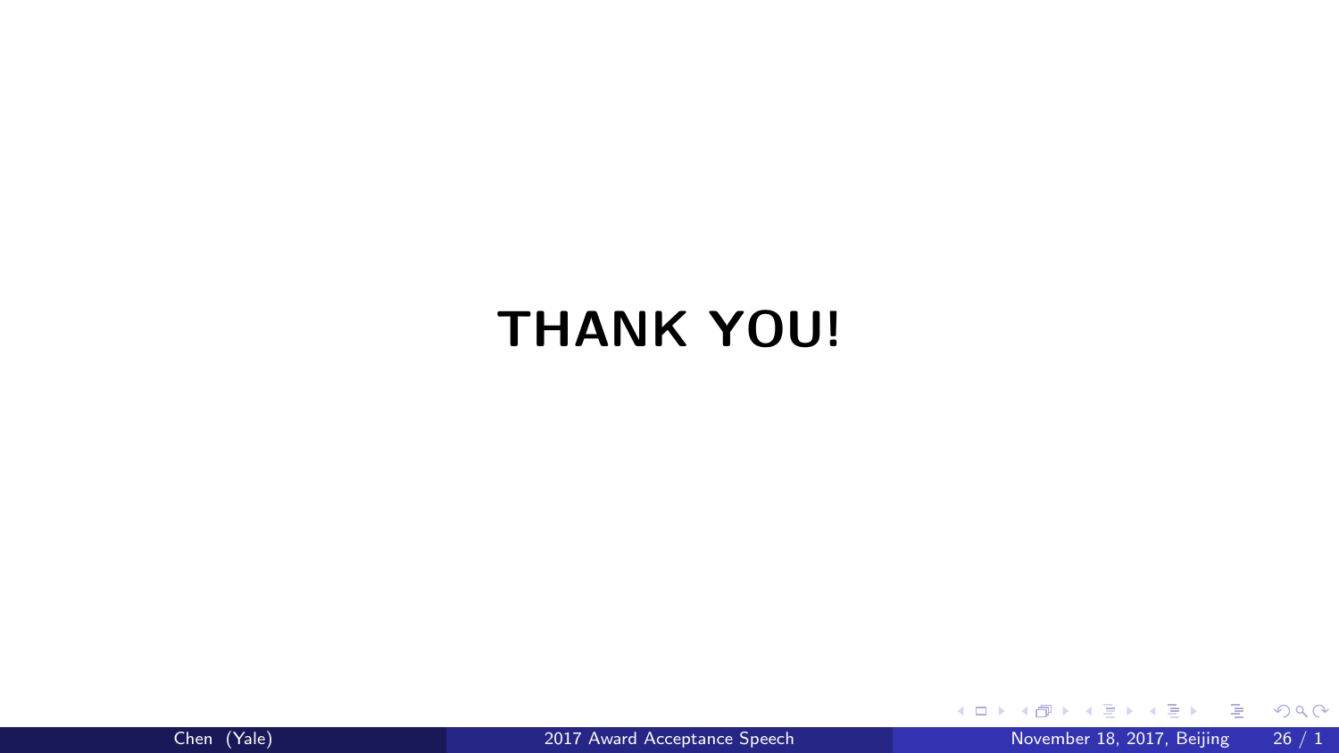**THANK YOU!**